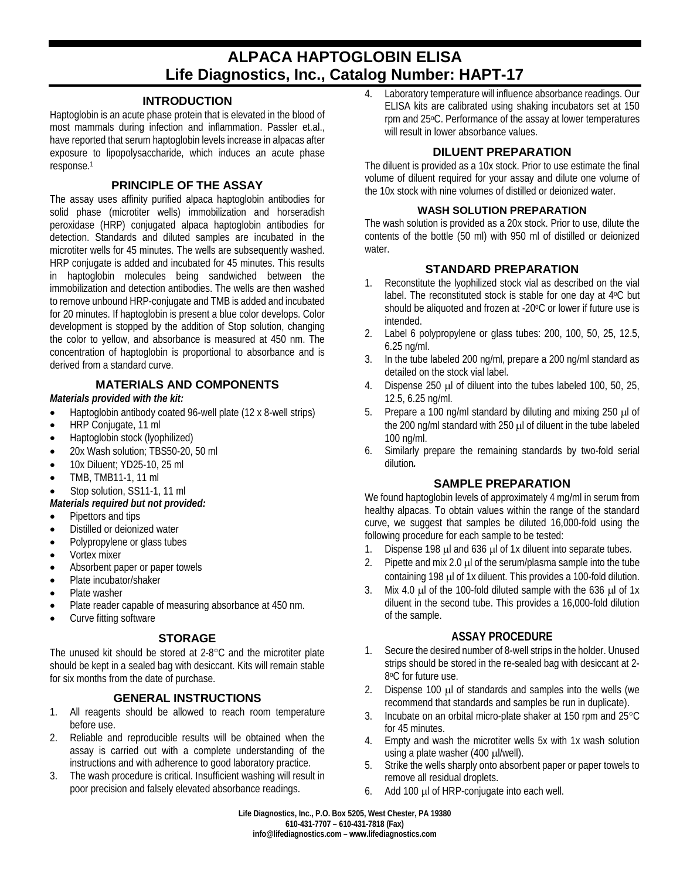# ALPACA HAPTOGLOBIN ELISA
# Life Diagnostics, Inc., Catalog Number: HAPT-17

## INTRODUCTION

Haptoglobin is an acute phase protein that is elevated in the blood of most mammals during infection and inflammation. Passler et.al., have reported that serum haptoglobin levels increase in alpacas after exposure to lipopolysaccharide, which induces an acute phase response.[1]

## PRINCIPLE OF THE ASSAY

The assay uses affinity purified alpaca haptoglobin antibodies for solid phase (microtiter wells) immobilization and horseradish peroxidase (HRP) conjugated alpaca haptoglobin antibodies for detection. Standards and diluted samples are incubated in the microtiter wells for 45 minutes. The wells are subsequently washed. HRP conjugate is added and incubated for 45 minutes. This results in haptoglobin molecules being sandwiched between the immobilization and detection antibodies. The wells are then washed to remove unbound HRP-conjugate and TMB is added and incubated for 20 minutes. If haptoglobin is present a blue color develops. Color development is stopped by the addition of Stop solution, changing the color to yellow, and absorbance is measured at 450 nm. The concentration of haptoglobin is proportional to absorbance and is derived from a standard curve.

## MATERIALS AND COMPONENTS

***Materials provided with the kit:***

- Haptoglobin antibody coated 96-well plate (12 x 8-well strips)
- HRP Conjugate, 11 ml
- Haptoglobin stock (lyophilized)
- 20x Wash solution; TBS50-20, 50 ml
- 10x Diluent; YD25-10, 25 ml
- TMB, TMB11-1, 11 ml
- Stop solution, SS11-1, 11 ml

***Materials required but not provided:***

- Pipettors and tips
- Distilled or deionized water
- Polypropylene or glass tubes
- Vortex mixer
- Absorbent paper or paper towels
- Plate incubator/shaker
- Plate washer
- Plate reader capable of measuring absorbance at 450 nm.
- Curve fitting software

## STORAGE

The unused kit should be stored at 2-8°C and the microtiter plate should be kept in a sealed bag with desiccant. Kits will remain stable for six months from the date of purchase.

## GENERAL INSTRUCTIONS

1. All reagents should be allowed to reach room temperature before use.
2. Reliable and reproducible results will be obtained when the assay is carried out with a complete understanding of the instructions and with adherence to good laboratory practice.
3. The wash procedure is critical. Insufficient washing will result in poor precision and falsely elevated absorbance readings.
4. Laboratory temperature will influence absorbance readings. Our ELISA kits are calibrated using shaking incubators set at 150 rpm and 25°C. Performance of the assay at lower temperatures will result in lower absorbance values.

## DILUENT PREPARATION

The diluent is provided as a 10x stock. Prior to use estimate the final volume of diluent required for your assay and dilute one volume of the 10x stock with nine volumes of distilled or deionized water.

### WASH SOLUTION PREPARATION

The wash solution is provided as a 20x stock. Prior to use, dilute the contents of the bottle (50 ml) with 950 ml of distilled or deionized water.

## STANDARD PREPARATION

1. Reconstitute the lyophilized stock vial as described on the vial label. The reconstituted stock is stable for one day at 4°C but should be aliquoted and frozen at -20°C or lower if future use is intended.
2. Label 6 polypropylene or glass tubes: 200, 100, 50, 25, 12.5, 6.25 ng/ml.
3. In the tube labeled 200 ng/ml, prepare a 200 ng/ml standard as detailed on the stock vial label.
4. Dispense 250 μl of diluent into the tubes labeled 100, 50, 25, 12.5, 6.25 ng/ml.
5. Prepare a 100 ng/ml standard by diluting and mixing 250 μl of the 200 ng/ml standard with 250 μl of diluent in the tube labeled 100 ng/ml.
6. Similarly prepare the remaining standards by two-fold serial dilution.

## SAMPLE PREPARATION

We found haptoglobin levels of approximately 4 mg/ml in serum from healthy alpacas. To obtain values within the range of the standard curve, we suggest that samples be diluted 16,000-fold using the following procedure for each sample to be tested:

1. Dispense 198 μl and 636 μl of 1x diluent into separate tubes.
2. Pipette and mix 2.0 μl of the serum/plasma sample into the tube containing 198 μl of 1x diluent. This provides a 100-fold dilution.
3. Mix 4.0 μl of the 100-fold diluted sample with the 636 μl of 1x diluent in the second tube. This provides a 16,000-fold dilution of the sample.

### ASSAY PROCEDURE

1. Secure the desired number of 8-well strips in the holder. Unused strips should be stored in the re-sealed bag with desiccant at 2-8°C for future use.
2. Dispense 100 μl of standards and samples into the wells (we recommend that standards and samples be run in duplicate).
3. Incubate on an orbital micro-plate shaker at 150 rpm and 25°C for 45 minutes.
4. Empty and wash the microtiter wells 5x with 1x wash solution using a plate washer (400 μl/well).
5. Strike the wells sharply onto absorbent paper or paper towels to remove all residual droplets.
6. Add 100 μl of HRP-conjugate into each well.

Life Diagnostics, Inc., P.O. Box 5205, West Chester, PA 19380
610-431-7707 – 610-431-7818 (Fax)
info@lifediagnostics.com – www.lifediagnostics.com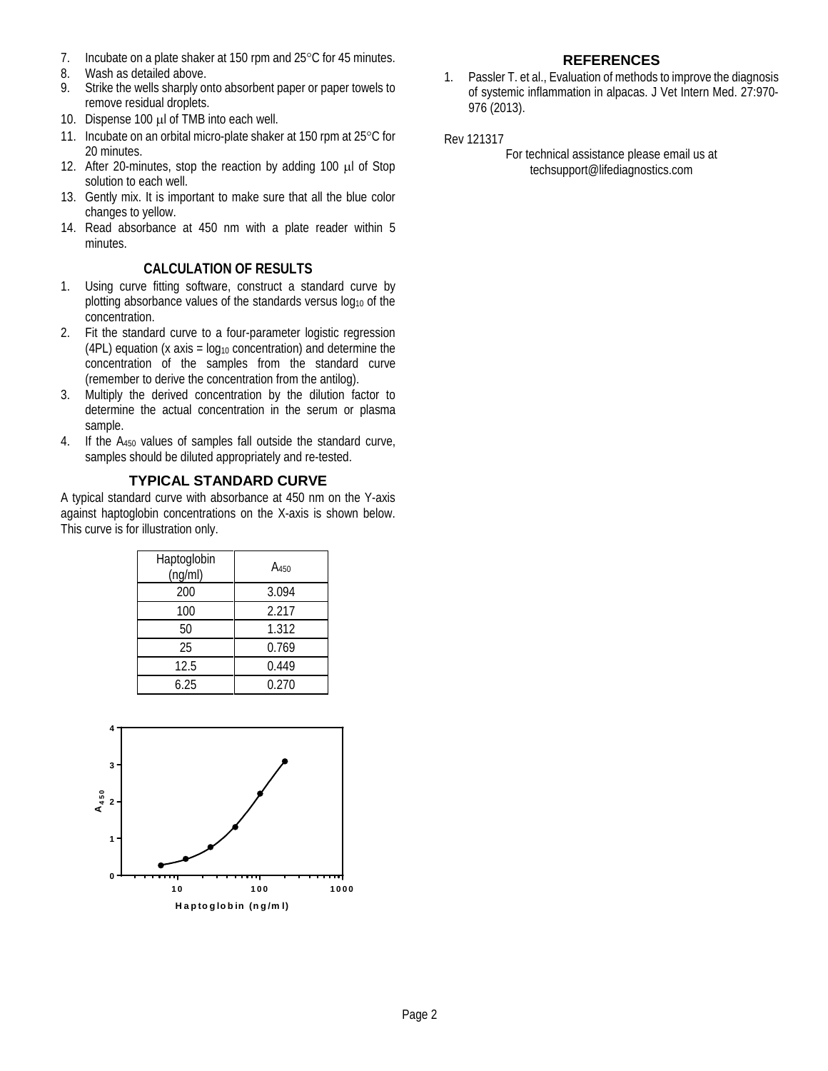7. Incubate on a plate shaker at 150 rpm and 25°C for 45 minutes.
8. Wash as detailed above.
9. Strike the wells sharply onto absorbent paper or paper towels to remove residual droplets.
10. Dispense 100 μl of TMB into each well.
11. Incubate on an orbital micro-plate shaker at 150 rpm at 25°C for 20 minutes.
12. After 20-minutes, stop the reaction by adding 100 μl of Stop solution to each well.
13. Gently mix. It is important to make sure that all the blue color changes to yellow.
14. Read absorbance at 450 nm with a plate reader within 5 minutes.

## CALCULATION OF RESULTS

1. Using curve fitting software, construct a standard curve by plotting absorbance values of the standards versus $\log_{10}$ of the concentration.
2. Fit the standard curve to a four-parameter logistic regression (4PL) equation (x axis = $\log_{10}$ concentration) and determine the concentration of the samples from the standard curve (remember to derive the concentration from the antilog).
3. Multiply the derived concentration by the dilution factor to determine the actual concentration in the serum or plasma sample.
4. If the $A_{450}$ values of samples fall outside the standard curve, samples should be diluted appropriately and re-tested.

## TYPICAL STANDARD CURVE

A typical standard curve with absorbance at 450 nm on the Y-axis against haptoglobin concentrations on the X-axis is shown below. This curve is for illustration only.

| Haptoglobin (ng/ml) | $A_{450}$ |
|---|---|
| 200 | 3.094 |
| 100 | 2.217 |
| 50 | 1.312 |
| 25 | 0.769 |
| 12.5 | 0.449 |
| 6.25 | 0.270 |

4
3
2
1
0
$A_{450}$
10
100
1000
Haptoglobin (ng/ml)

## REFERENCES

1. Passler T. et al., Evaluation of methods to improve the diagnosis of systemic inflammation in alpacas. J Vet Intern Med. 27:970-976 (2013).

Rev 121317

For technical assistance please email us at techsupport@lifediagnostics.com